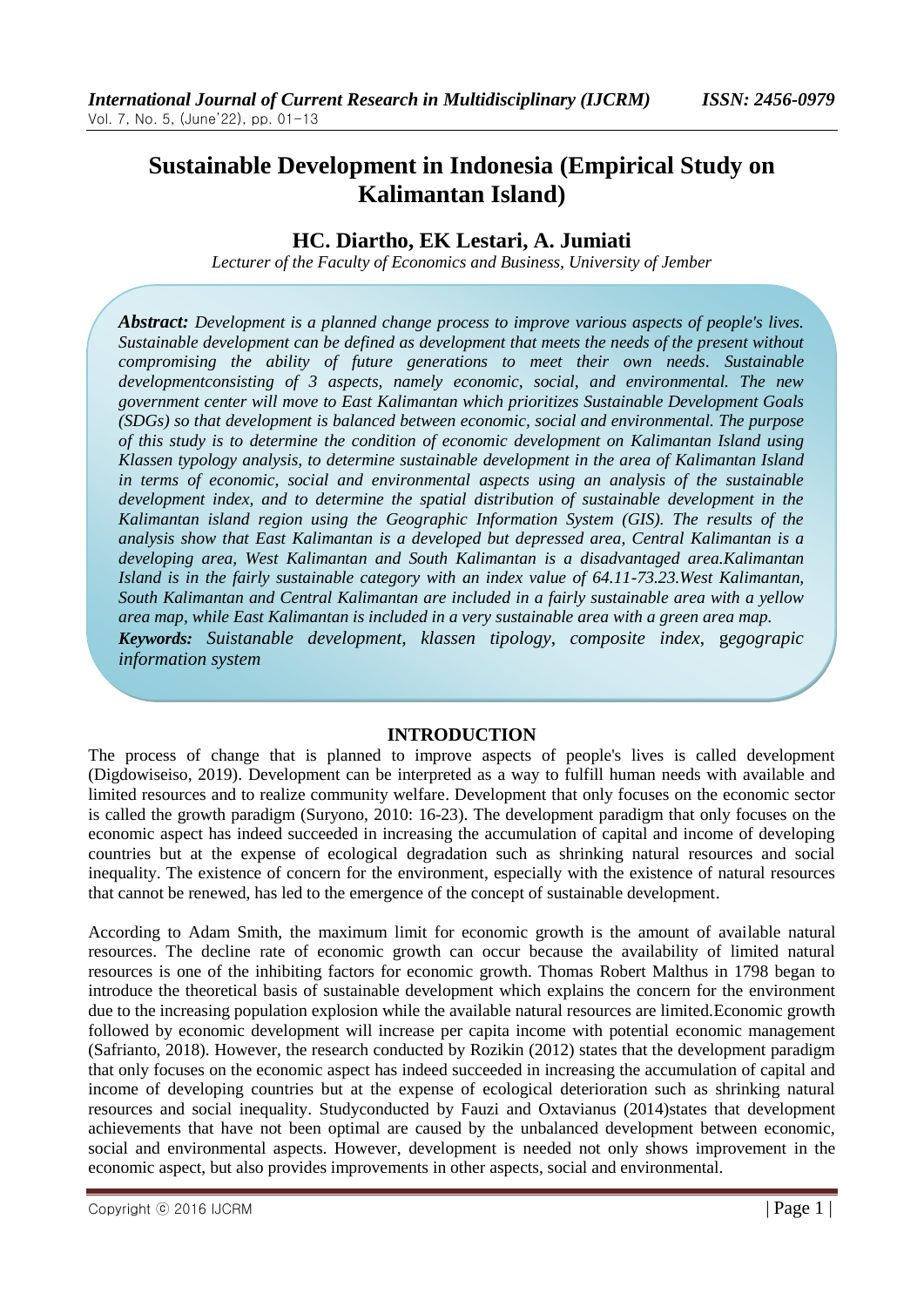# Sustainable Development in Indonesia (Empirical Study on Kalimantan Island)

## HC. Diartho, EK Lestari, A. Jumiati

*Lecturer of the Faculty of Economics and Business, University of Jember*

***Abstract:*** *Development is a planned change process to improve various aspects of people's lives. Sustainable development can be defined as development that meets the needs of the present without compromising the ability of future generations to meet their own needs. Sustainable developmentconsisting of 3 aspects, namely economic, social, and environmental. The new government center will move to East Kalimantan which prioritizes Sustainable Development Goals (SDGs) so that development is balanced between economic, social and environmental. The purpose of this study is to determine the condition of economic development on Kalimantan Island using Klassen typology analysis, to determine sustainable development in the area of Kalimantan Island in terms of economic, social and environmental aspects using an analysis of the sustainable development index, and to determine the spatial distribution of sustainable development in the Kalimantan island region using the Geographic Information System (GIS). The results of the analysis show that East Kalimantan is a developed but depressed area, Central Kalimantan is a developing area, West Kalimantan and South Kalimantan is a disadvantaged area.Kalimantan Island is in the fairly sustainable category with an index value of 64.11-73.23.West Kalimantan, South Kalimantan and Central Kalimantan are included in a fairly sustainable area with a yellow area map, while East Kalimantan is included in a very sustainable area with a green area map.*

***Keywords:*** *Suistanable development, klassen tipology, composite index, gegograpic information system*

## INTRODUCTION

The process of change that is planned to improve aspects of people's lives is called development (Digdowiseiso, 2019). Development can be interpreted as a way to fulfill human needs with available and limited resources and to realize community welfare. Development that only focuses on the economic sector is called the growth paradigm (Suryono, 2010: 16-23). The development paradigm that only focuses on the economic aspect has indeed succeeded in increasing the accumulation of capital and income of developing countries but at the expense of ecological degradation such as shrinking natural resources and social inequality. The existence of concern for the environment, especially with the existence of natural resources that cannot be renewed, has led to the emergence of the concept of sustainable development.

According to Adam Smith, the maximum limit for economic growth is the amount of available natural resources. The decline rate of economic growth can occur because the availability of limited natural resources is one of the inhibiting factors for economic growth. Thomas Robert Malthus in 1798 began to introduce the theoretical basis of sustainable development which explains the concern for the environment due to the increasing population explosion while the available natural resources are limited.Economic growth followed by economic development will increase per capita income with potential economic management (Safrianto, 2018). However, the research conducted by Rozikin (2012) states that the development paradigm that only focuses on the economic aspect has indeed succeeded in increasing the accumulation of capital and income of developing countries but at the expense of ecological deterioration such as shrinking natural resources and social inequality. Studyconducted by Fauzi and Oxtavianus (2014)states that development achievements that have not been optimal are caused by the unbalanced development between economic, social and environmental aspects. However, development is needed not only shows improvement in the economic aspect, but also provides improvements in other aspects, social and environmental.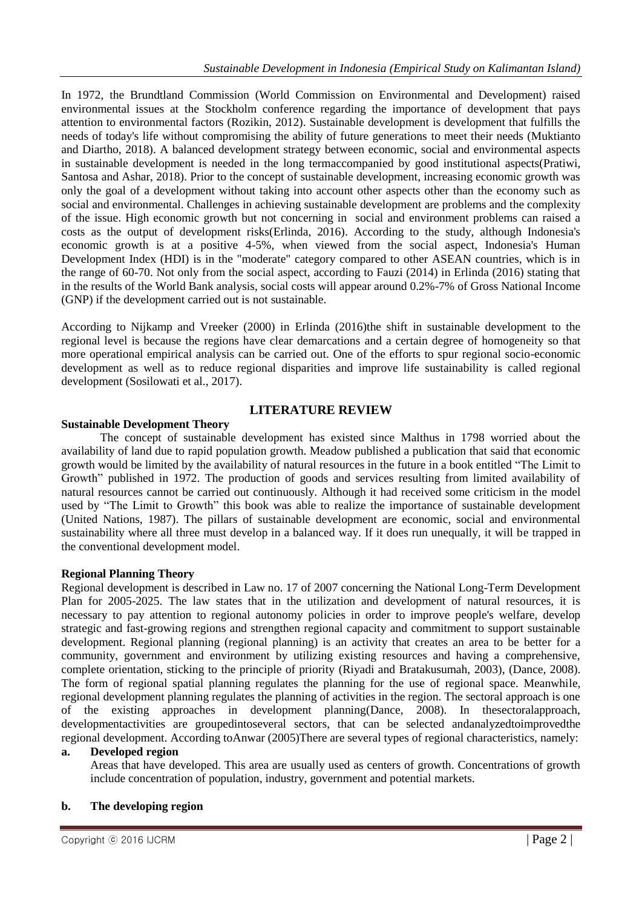In 1972, the Brundtland Commission (World Commission on Environmental and Development) raised environmental issues at the Stockholm conference regarding the importance of development that pays attention to environmental factors (Rozikin, 2012). Sustainable development is development that fulfills the needs of today's life without compromising the ability of future generations to meet their needs (Muktianto and Diartho, 2018). A balanced development strategy between economic, social and environmental aspects in sustainable development is needed in the long termaccompanied by good institutional aspects(Pratiwi, Santosa and Ashar, 2018). Prior to the concept of sustainable development, increasing economic growth was only the goal of a development without taking into account other aspects other than the economy such as social and environmental. Challenges in achieving sustainable development are problems and the complexity of the issue. High economic growth but not concerning in social and environment problems can raised a costs as the output of development risks(Erlinda, 2016). According to the study, although Indonesia's economic growth is at a positive 4-5%, when viewed from the social aspect, Indonesia's Human Development Index (HDI) is in the "moderate" category compared to other ASEAN countries, which is in the range of 60-70. Not only from the social aspect, according to Fauzi (2014) in Erlinda (2016) stating that in the results of the World Bank analysis, social costs will appear around 0.2%-7% of Gross National Income (GNP) if the development carried out is not sustainable.

According to Nijkamp and Vreeker (2000) in Erlinda (2016)the shift in sustainable development to the regional level is because the regions have clear demarcations and a certain degree of homogeneity so that more operational empirical analysis can be carried out. One of the efforts to spur regional socio-economic development as well as to reduce regional disparities and improve life sustainability is called regional development (Sosilowati et al., 2017).

## LITERATURE REVIEW

### Sustainable Development Theory

The concept of sustainable development has existed since Malthus in 1798 worried about the availability of land due to rapid population growth. Meadow published a publication that said that economic growth would be limited by the availability of natural resources in the future in a book entitled "The Limit to Growth" published in 1972. The production of goods and services resulting from limited availability of natural resources cannot be carried out continuously. Although it had received some criticism in the model used by "The Limit to Growth" this book was able to realize the importance of sustainable development (United Nations, 1987). The pillars of sustainable development are economic, social and environmental sustainability where all three must develop in a balanced way. If it does run unequally, it will be trapped in the conventional development model.

### Regional Planning Theory

Regional development is described in Law no. 17 of 2007 concerning the National Long-Term Development Plan for 2005-2025. The law states that in the utilization and development of natural resources, it is necessary to pay attention to regional autonomy policies in order to improve people's welfare, develop strategic and fast-growing regions and strengthen regional capacity and commitment to support sustainable development. Regional planning (regional planning) is an activity that creates an area to be better for a community, government and environment by utilizing existing resources and having a comprehensive, complete orientation, sticking to the principle of priority (Riyadi and Bratakusumah, 2003), (Dance, 2008). The form of regional spatial planning regulates the planning for the use of regional space. Meanwhile, regional development planning regulates the planning of activities in the region. The sectoral approach is one of the existing approaches in development planning(Dance, 2008). In thesectoralapproach, developmentactivities are groupedintoseveral sectors, that can be selected andanalyzedtoimprovedthe regional development. According toAnwar (2005)There are several types of regional characteristics, namely:

**a. Developed region**

Areas that have developed. This area are usually used as centers of growth. Concentrations of growth include concentration of population, industry, government and potential markets.

**b. The developing region**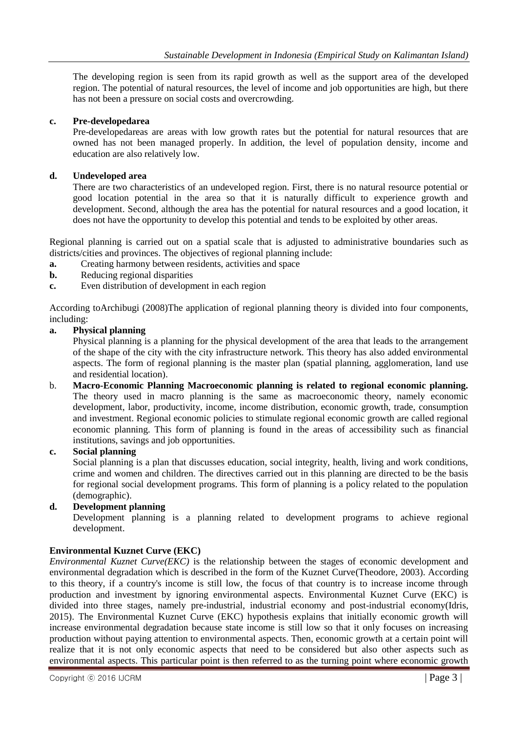The developing region is seen from its rapid growth as well as the support area of the developed region. The potential of natural resources, the level of income and job opportunities are high, but there has not been a pressure on social costs and overcrowding.

**c. Pre-developedarea**

Pre-developedareas are areas with low growth rates but the potential for natural resources that are owned has not been managed properly. In addition, the level of population density, income and education are also relatively low.

**d. Undeveloped area**

There are two characteristics of an undeveloped region. First, there is no natural resource potential or good location potential in the area so that it is naturally difficult to experience growth and development. Second, although the area has the potential for natural resources and a good location, it does not have the opportunity to develop this potential and tends to be exploited by other areas.

Regional planning is carried out on a spatial scale that is adjusted to administrative boundaries such as districts/cities and provinces. The objectives of regional planning include:

**a.** Creating harmony between residents, activities and space
**b.** Reducing regional disparities
**c.** Even distribution of development in each region

According toArchibugi (2008)The application of regional planning theory is divided into four components, including:

**a. Physical planning**

Physical planning is a planning for the physical development of the area that leads to the arrangement of the shape of the city with the city infrastructure network. This theory has also added environmental aspects. The form of regional planning is the master plan (spatial planning, agglomeration, land use and residential location).

b. **Macro-Economic Planning Macroeconomic planning is related to regional economic planning.** The theory used in macro planning is the same as macroeconomic theory, namely economic development, labor, productivity, income, income distribution, economic growth, trade, consumption and investment. Regional economic policies to stimulate regional economic growth are called regional economic planning. This form of planning is found in the areas of accessibility such as financial institutions, savings and job opportunities.

**c. Social planning**

Social planning is a plan that discusses education, social integrity, health, living and work conditions, crime and women and children. The directives carried out in this planning are directed to be the basis for regional social development programs. This form of planning is a policy related to the population (demographic).

**d. Development planning**

Development planning is a planning related to development programs to achieve regional development.

**Environmental Kuznet Curve (EKC)**

*Environmental Kuznet Curve(EKC)* is the relationship between the stages of economic development and environmental degradation which is described in the form of the Kuznet Curve(Theodore, 2003). According to this theory, if a country's income is still low, the focus of that country is to increase income through production and investment by ignoring environmental aspects. Environmental Kuznet Curve (EKC) is divided into three stages, namely pre-industrial, industrial economy and post-industrial economy(Idris, 2015). The Environmental Kuznet Curve (EKC) hypothesis explains that initially economic growth will increase environmental degradation because state income is still low so that it only focuses on increasing production without paying attention to environmental aspects. Then, economic growth at a certain point will realize that it is not only economic aspects that need to be considered but also other aspects such as environmental aspects. This particular point is then referred to as the turning point where economic growth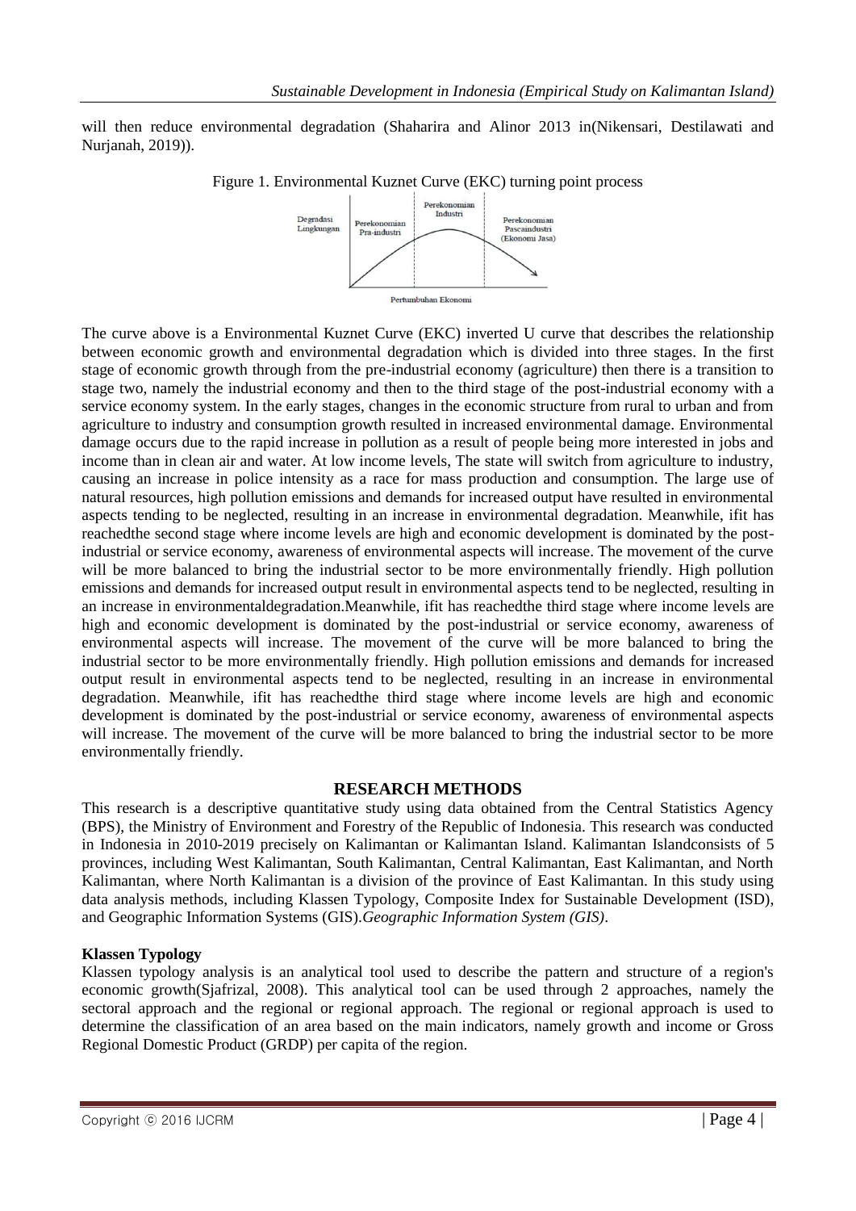will then reduce environmental degradation (Shaharira and Alinor 2013 in(Nikensari, Destilawati and Nurjanah, 2019)).

Figure 1. Environmental Kuznet Curve (EKC) turning point process

The curve above is a Environmental Kuznet Curve (EKC) inverted U curve that describes the relationship between economic growth and environmental degradation which is divided into three stages. In the first stage of economic growth through from the pre-industrial economy (agriculture) then there is a transition to stage two, namely the industrial economy and then to the third stage of the post-industrial economy with a service economy system. In the early stages, changes in the economic structure from rural to urban and from agriculture to industry and consumption growth resulted in increased environmental damage. Environmental damage occurs due to the rapid increase in pollution as a result of people being more interested in jobs and income than in clean air and water. At low income levels, The state will switch from agriculture to industry, causing an increase in police intensity as a race for mass production and consumption. The large use of natural resources, high pollution emissions and demands for increased output have resulted in environmental aspects tending to be neglected, resulting in an increase in environmental degradation. Meanwhile, ifit has reachedthe second stage where income levels are high and economic development is dominated by the post-industrial or service economy, awareness of environmental aspects will increase. The movement of the curve will be more balanced to bring the industrial sector to be more environmentally friendly. High pollution emissions and demands for increased output result in environmental aspects tend to be neglected, resulting in an increase in environmentaldegradation.Meanwhile, ifit has reachedthe third stage where income levels are high and economic development is dominated by the post-industrial or service economy, awareness of environmental aspects will increase. The movement of the curve will be more balanced to bring the industrial sector to be more environmentally friendly. High pollution emissions and demands for increased output result in environmental aspects tend to be neglected, resulting in an increase in environmental degradation. Meanwhile, ifit has reachedthe third stage where income levels are high and economic development is dominated by the post-industrial or service economy, awareness of environmental aspects will increase. The movement of the curve will be more balanced to bring the industrial sector to be more environmentally friendly.

## RESEARCH METHODS

This research is a descriptive quantitative study using data obtained from the Central Statistics Agency (BPS), the Ministry of Environment and Forestry of the Republic of Indonesia. This research was conducted in Indonesia in 2010-2019 precisely on Kalimantan or Kalimantan Island. Kalimantan Islandconsists of 5 provinces, including West Kalimantan, South Kalimantan, Central Kalimantan, East Kalimantan, and North Kalimantan, where North Kalimantan is a division of the province of East Kalimantan. In this study using data analysis methods, including Klassen Typology, Composite Index for Sustainable Development (ISD), and Geographic Information Systems (GIS).*Geographic Information System (GIS)*.

### Klassen Typology

Klassen typology analysis is an analytical tool used to describe the pattern and structure of a region's economic growth(Sjafrizal, 2008). This analytical tool can be used through 2 approaches, namely the sectoral approach and the regional or regional approach. The regional or regional approach is used to determine the classification of an area based on the main indicators, namely growth and income or Gross Regional Domestic Product (GRDP) per capita of the region.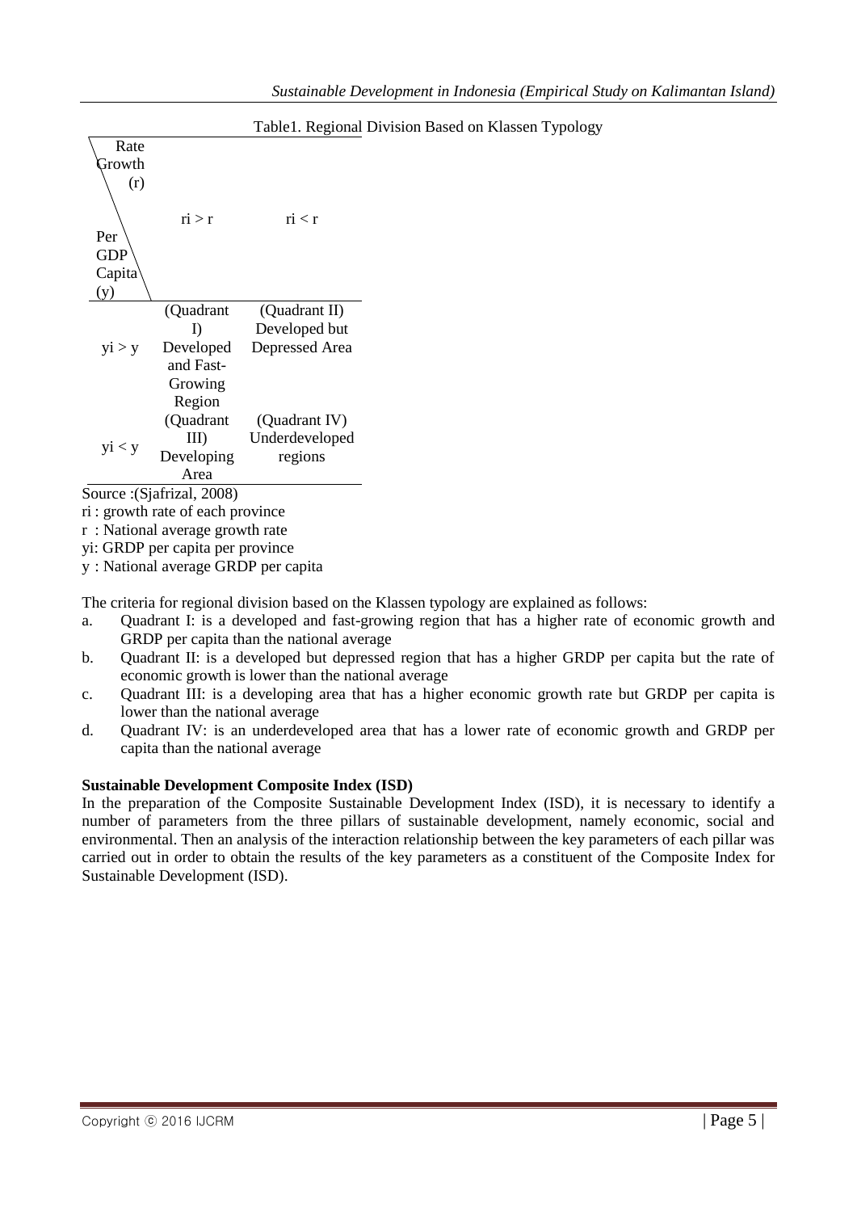Table1. Regional Division Based on Klassen Typology

| Rate Growth (r) / Per GDP Capita (y) | ri > r | ri < r |
|---|---|---|
| yi > y | (Quadrant I) Developed and Fast-Growing Region | (Quadrant II) Developed but Depressed Area |
| yi < y | (Quadrant III) Developing Area | (Quadrant IV) Underdeveloped regions |

Source :(Sjafrizal, 2008)

ri : growth rate of each province

r : National average growth rate

yi: GRDP per capita per province

y : National average GRDP per capita

The criteria for regional division based on the Klassen typology are explained as follows:

a. Quadrant I: is a developed and fast-growing region that has a higher rate of economic growth and GRDP per capita than the national average
b. Quadrant II: is a developed but depressed region that has a higher GRDP per capita but the rate of economic growth is lower than the national average
c. Quadrant III: is a developing area that has a higher economic growth rate but GRDP per capita is lower than the national average
d. Quadrant IV: is an underdeveloped area that has a lower rate of economic growth and GRDP per capita than the national average

**Sustainable Development Composite Index (ISD)**

In the preparation of the Composite Sustainable Development Index (ISD), it is necessary to identify a number of parameters from the three pillars of sustainable development, namely economic, social and environmental. Then an analysis of the interaction relationship between the key parameters of each pillar was carried out in order to obtain the results of the key parameters as a constituent of the Composite Index for Sustainable Development (ISD).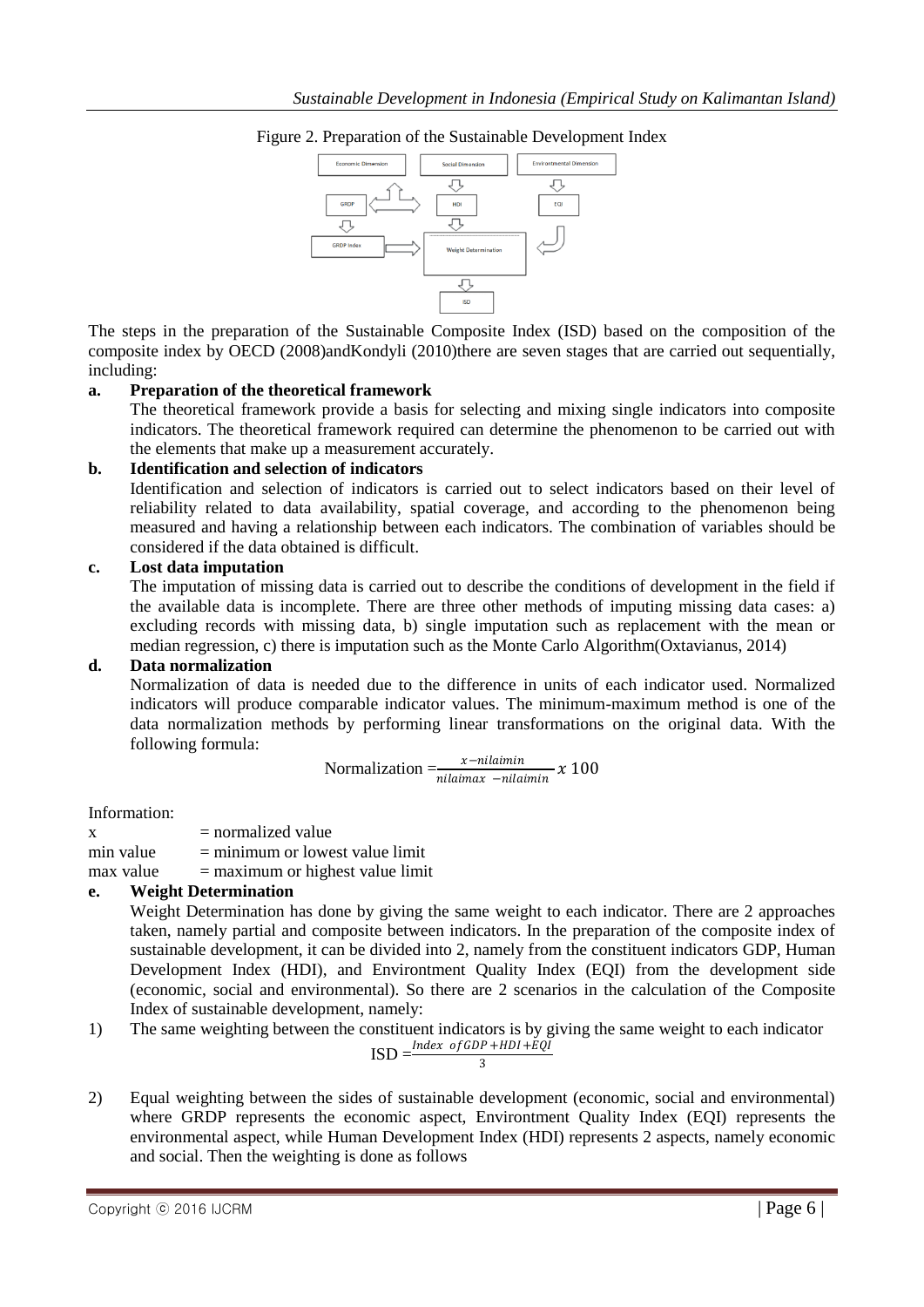Figure 2. Preparation of the Sustainable Development Index

The steps in the preparation of the Sustainable Composite Index (ISD) based on the composition of the composite index by OECD (2008)andKondyli (2010)there are seven stages that are carried out sequentially, including:

**a. Preparation of the theoretical framework**

The theoretical framework provide a basis for selecting and mixing single indicators into composite indicators. The theoretical framework required can determine the phenomenon to be carried out with the elements that make up a measurement accurately.

**b. Identification and selection of indicators**

Identification and selection of indicators is carried out to select indicators based on their level of reliability related to data availability, spatial coverage, and according to the phenomenon being measured and having a relationship between each indicators. The combination of variables should be considered if the data obtained is difficult.

**c. Lost data imputation**

The imputation of missing data is carried out to describe the conditions of development in the field if the available data is incomplete. There are three other methods of imputing missing data cases: a) excluding records with missing data, b) single imputation such as replacement with the mean or median regression, c) there is imputation such as the Monte Carlo Algorithm(Oxtavianus, 2014)

**d. Data normalization**

Normalization of data is needed due to the difference in units of each indicator used. Normalized indicators will produce comparable indicator values. The minimum-maximum method is one of the data normalization methods by performing linear transformations on the original data. With the following formula:

$$\text{Normalization} = \frac{x - nilaimin}{nilaimax - nilaimin} x\ 100$$

Information:

x = normalized value
min value = minimum or lowest value limit
max value = maximum or highest value limit

**e. Weight Determination**

Weight Determination has done by giving the same weight to each indicator. There are 2 approaches taken, namely partial and composite between indicators. In the preparation of the composite index of sustainable development, it can be divided into 2, namely from the constituent indicators GDP, Human Development Index (HDI), and Environtment Quality Index (EQI) from the development side (economic, social and environmental). So there are 2 scenarios in the calculation of the Composite Index of sustainable development, namely:

1) The same weighting between the constituent indicators is by giving the same weight to each indicator

$$\text{ISD} = \frac{Index\ \ of GDP + HDI + EQI}{3}$$

2) Equal weighting between the sides of sustainable development (economic, social and environmental) where GRDP represents the economic aspect, Environtment Quality Index (EQI) represents the environmental aspect, while Human Development Index (HDI) represents 2 aspects, namely economic and social. Then the weighting is done as follows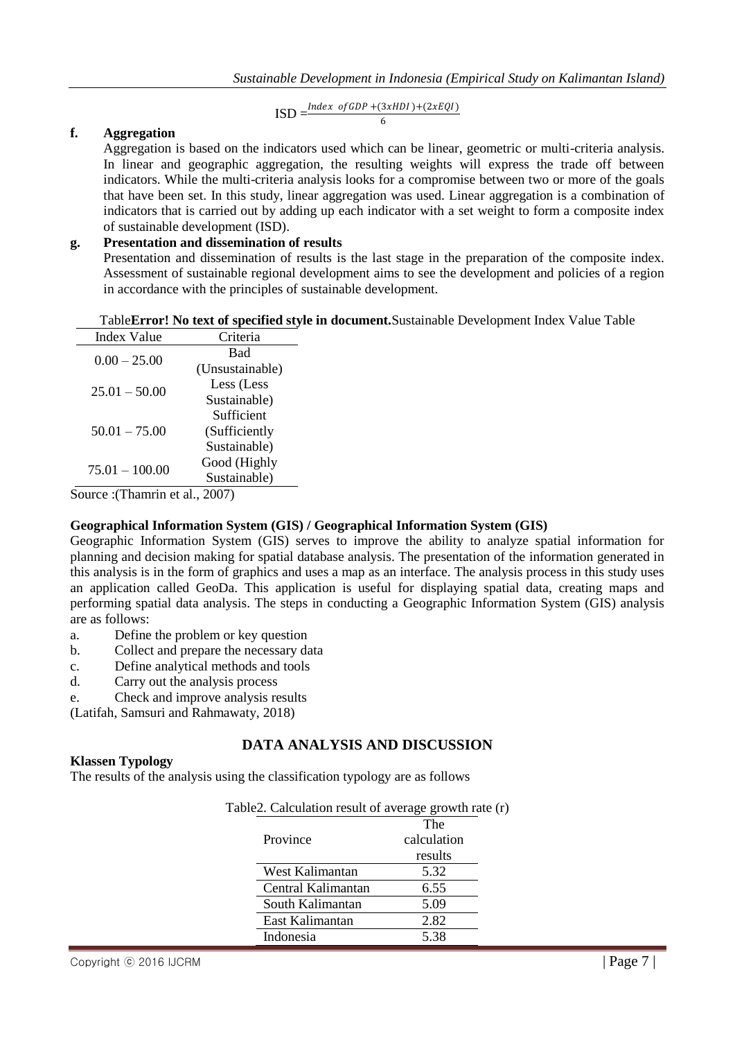$$\text{ISD} = \frac{\textit{Index of GDP} + (3 x HDI) + (2 x EQI)}{6}$$

**f. Aggregation**

Aggregation is based on the indicators used which can be linear, geometric or multi-criteria analysis. In linear and geographic aggregation, the resulting weights will express the trade off between indicators. While the multi-criteria analysis looks for a compromise between two or more of the goals that have been set. In this study, linear aggregation was used. Linear aggregation is a combination of indicators that is carried out by adding up each indicator with a set weight to form a composite index of sustainable development (ISD).

**g. Presentation and dissemination of results**

Presentation and dissemination of results is the last stage in the preparation of the composite index. Assessment of sustainable regional development aims to see the development and policies of a region in accordance with the principles of sustainable development.

Table**Error! No text of specified style in document.**Sustainable Development Index Value Table

| Index Value | Criteria |
|---|---|
| 0.00 – 25.00 | Bad (Unsustainable) |
| 25.01 – 50.00 | Less (Less Sustainable) |
| 50.01 – 75.00 | Sufficient (Sufficiently Sustainable) |
| 75.01 – 100.00 | Good (Highly Sustainable) |

Source :(Thamrin et al., 2007)

**Geographical Information System (GIS) / Geographical Information System (GIS)**

Geographic Information System (GIS) serves to improve the ability to analyze spatial information for planning and decision making for spatial database analysis. The presentation of the information generated in this analysis is in the form of graphics and uses a map as an interface. The analysis process in this study uses an application called GeoDa. This application is useful for displaying spatial data, creating maps and performing spatial data analysis. The steps in conducting a Geographic Information System (GIS) analysis are as follows:

a. Define the problem or key question
b. Collect and prepare the necessary data
c. Define analytical methods and tools
d. Carry out the analysis process
e. Check and improve analysis results

(Latifah, Samsuri and Rahmawaty, 2018)

## DATA ANALYSIS AND DISCUSSION

**Klassen Typology**

The results of the analysis using the classification typology are as follows

Table2. Calculation result of average growth rate (r)

| Province | The calculation results |
|---|---|
| West Kalimantan | 5.32 |
| Central Kalimantan | 6.55 |
| South Kalimantan | 5.09 |
| East Kalimantan | 2.82 |
| Indonesia | 5.38 |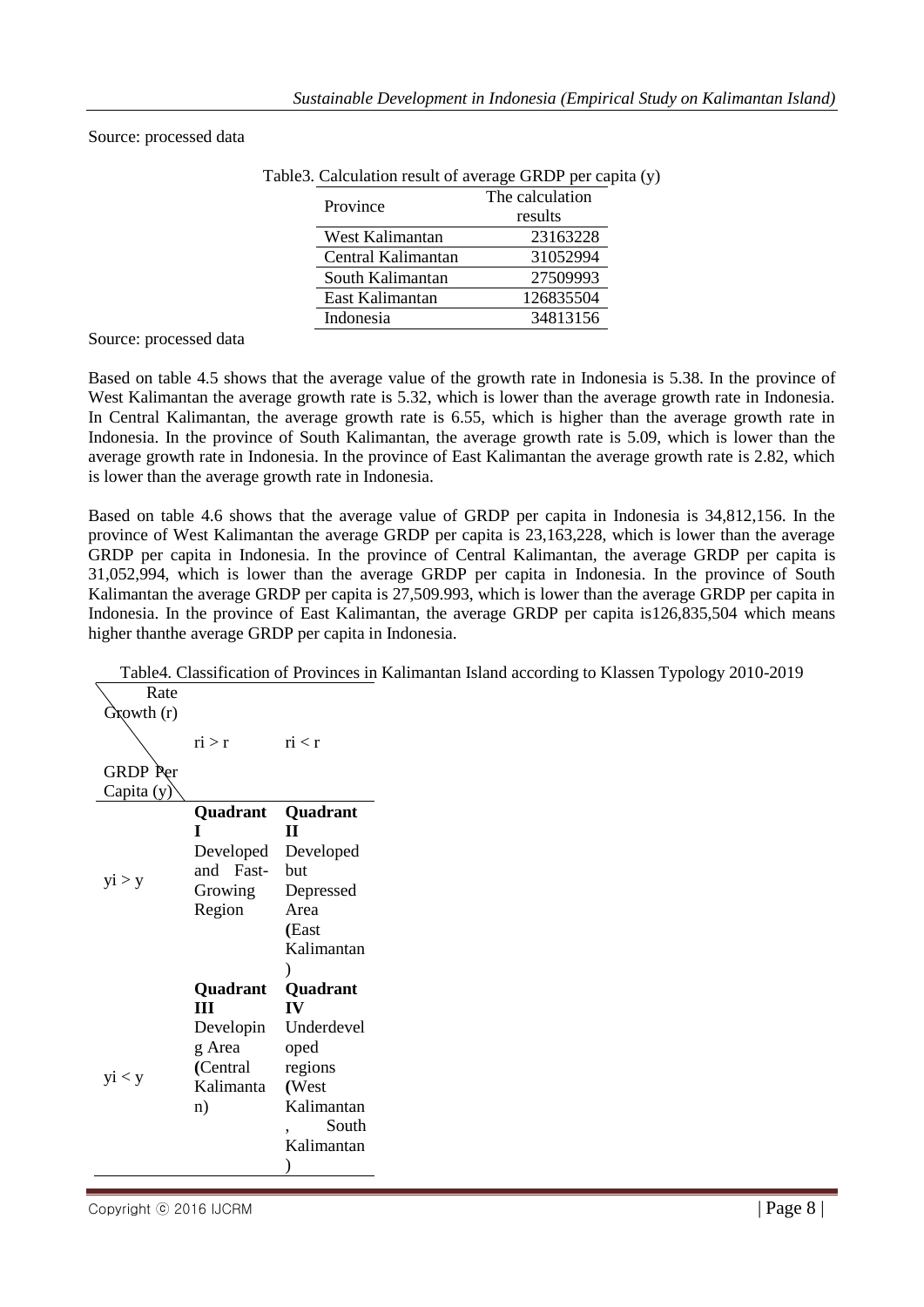Source: processed data

Table3. Calculation result of average GRDP per capita (y)

| Province | The calculation results |
|---|---|
| West Kalimantan | 23163228 |
| Central Kalimantan | 31052994 |
| South Kalimantan | 27509993 |
| East Kalimantan | 126835504 |
| Indonesia | 34813156 |

Source: processed data

Based on table 4.5 shows that the average value of the growth rate in Indonesia is 5.38. In the province of West Kalimantan the average growth rate is 5.32, which is lower than the average growth rate in Indonesia. In Central Kalimantan, the average growth rate is 6.55, which is higher than the average growth rate in Indonesia. In the province of South Kalimantan, the average growth rate is 5.09, which is lower than the average growth rate in Indonesia. In the province of East Kalimantan the average growth rate is 2.82, which is lower than the average growth rate in Indonesia.

Based on table 4.6 shows that the average value of GRDP per capita in Indonesia is 34,812,156. In the province of West Kalimantan the average GRDP per capita is 23,163,228, which is lower than the average GRDP per capita in Indonesia. In the province of Central Kalimantan, the average GRDP per capita is 31,052,994, which is lower than the average GRDP per capita in Indonesia. In the province of South Kalimantan the average GRDP per capita is 27,509.993, which is lower than the average GRDP per capita in Indonesia. In the province of East Kalimantan, the average GRDP per capita is126,835,504 which means higher thanthe average GRDP per capita in Indonesia.

Table4. Classification of Provinces in Kalimantan Island according to Klassen Typology 2010-2019

| Rate Growth (r) / GRDP Per Capita (y) | ri > r | ri < r |
|---|---|---|
| yi > y | **Quadrant I** Developed and Fast-Growing Region | **Quadrant II** Developed but Depressed Area **(**East Kalimantan) |
| yi < y | **Quadrant III** Developing Area **(**Central Kalimantan) | **Quadrant IV** Underdeveloped regions **(**West Kalimantan, South Kalimantan) |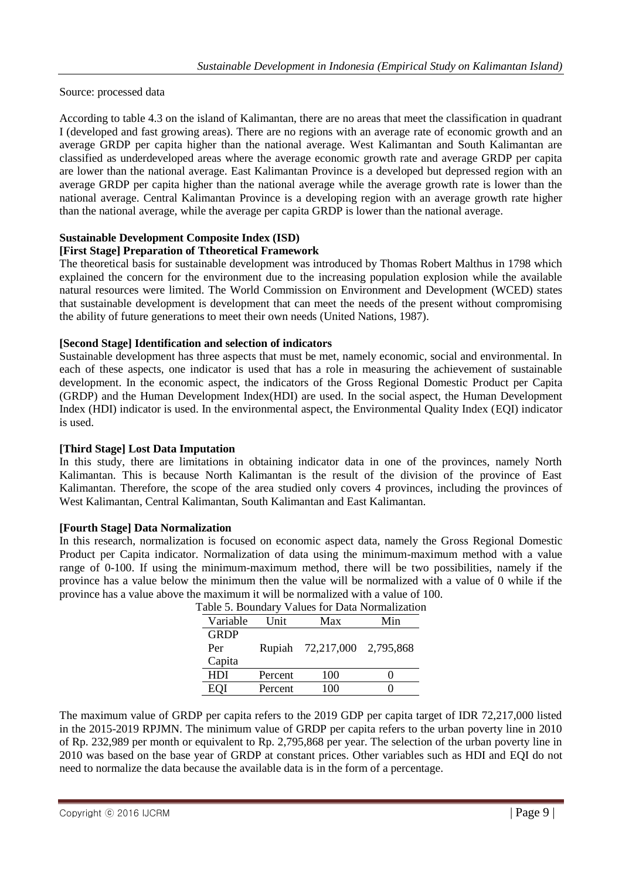Source: processed data

According to table 4.3 on the island of Kalimantan, there are no areas that meet the classification in quadrant I (developed and fast growing areas). There are no regions with an average rate of economic growth and an average GRDP per capita higher than the national average. West Kalimantan and South Kalimantan are classified as underdeveloped areas where the average economic growth rate and average GRDP per capita are lower than the national average. East Kalimantan Province is a developed but depressed region with an average GRDP per capita higher than the national average while the average growth rate is lower than the national average. Central Kalimantan Province is a developing region with an average growth rate higher than the national average, while the average per capita GRDP is lower than the national average.

**Sustainable Development Composite Index (ISD)**

**[First Stage] Preparation of Ttheoretical Framework**

The theoretical basis for sustainable development was introduced by Thomas Robert Malthus in 1798 which explained the concern for the environment due to the increasing population explosion while the available natural resources were limited. The World Commission on Environment and Development (WCED) states that sustainable development is development that can meet the needs of the present without compromising the ability of future generations to meet their own needs (United Nations, 1987).

**[Second Stage] Identification and selection of indicators**

Sustainable development has three aspects that must be met, namely economic, social and environmental. In each of these aspects, one indicator is used that has a role in measuring the achievement of sustainable development. In the economic aspect, the indicators of the Gross Regional Domestic Product per Capita (GRDP) and the Human Development Index(HDI) are used. In the social aspect, the Human Development Index (HDI) indicator is used. In the environmental aspect, the Environmental Quality Index (EQI) indicator is used.

**[Third Stage] Lost Data Imputation**

In this study, there are limitations in obtaining indicator data in one of the provinces, namely North Kalimantan. This is because North Kalimantan is the result of the division of the province of East Kalimantan. Therefore, the scope of the area studied only covers 4 provinces, including the provinces of West Kalimantan, Central Kalimantan, South Kalimantan and East Kalimantan.

**[Fourth Stage] Data Normalization**

In this research, normalization is focused on economic aspect data, namely the Gross Regional Domestic Product per Capita indicator. Normalization of data using the minimum-maximum method with a value range of 0-100. If using the minimum-maximum method, there will be two possibilities, namely if the province has a value below the minimum then the value will be normalized with a value of 0 while if the province has a value above the maximum it will be normalized with a value of 100.

Table 5. Boundary Values for Data Normalization

| Variable | Unit | Max | Min |
|---|---|---|---|
| GRDP Per Capita | Rupiah | 72,217,000 | 2,795,868 |
| HDI | Percent | 100 | 0 |
| EQI | Percent | 100 | 0 |

The maximum value of GRDP per capita refers to the 2019 GDP per capita target of IDR 72,217,000 listed in the 2015-2019 RPJMN. The minimum value of GRDP per capita refers to the urban poverty line in 2010 of Rp. 232,989 per month or equivalent to Rp. 2,795,868 per year. The selection of the urban poverty line in 2010 was based on the base year of GRDP at constant prices. Other variables such as HDI and EQI do not need to normalize the data because the available data is in the form of a percentage.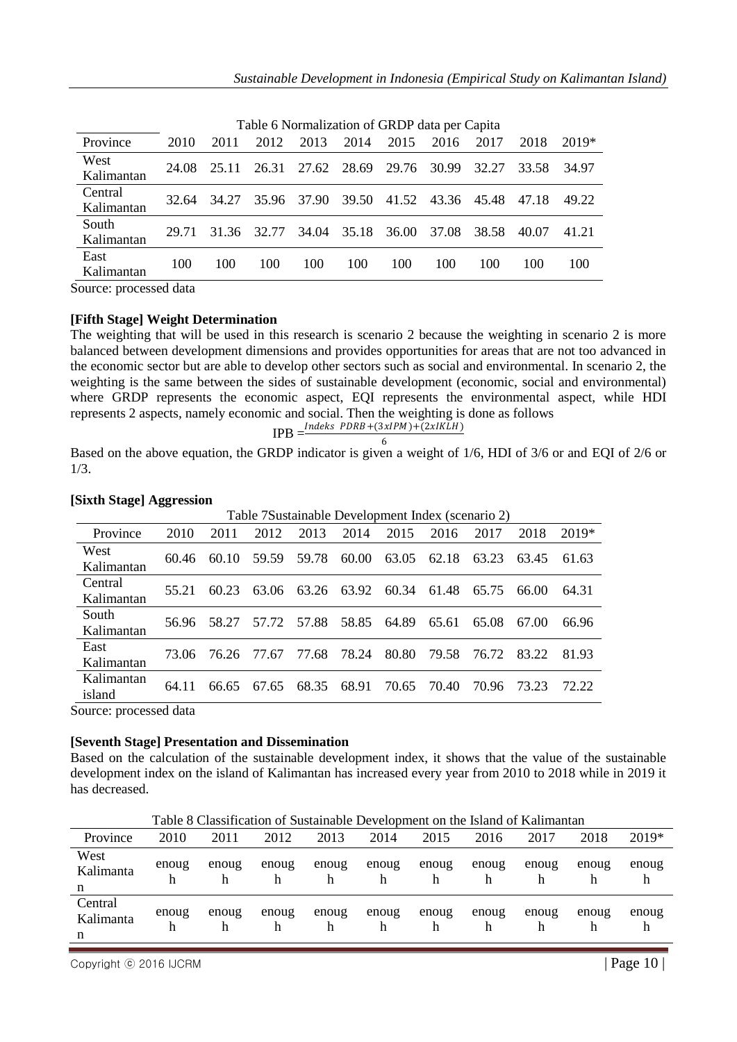Table 6 Normalization of GRDP data per Capita

| Province | 2010 | 2011 | 2012 | 2013 | 2014 | 2015 | 2016 | 2017 | 2018 | 2019* |
|---|---|---|---|---|---|---|---|---|---|---|
| West Kalimantan | 24.08 | 25.11 | 26.31 | 27.62 | 28.69 | 29.76 | 30.99 | 32.27 | 33.58 | 34.97 |
| Central Kalimantan | 32.64 | 34.27 | 35.96 | 37.90 | 39.50 | 41.52 | 43.36 | 45.48 | 47.18 | 49.22 |
| South Kalimantan | 29.71 | 31.36 | 32.77 | 34.04 | 35.18 | 36.00 | 37.08 | 38.58 | 40.07 | 41.21 |
| East Kalimantan | 100 | 100 | 100 | 100 | 100 | 100 | 100 | 100 | 100 | 100 |

Source: processed data

**[Fifth Stage] Weight Determination**

The weighting that will be used in this research is scenario 2 because the weighting in scenario 2 is more balanced between development dimensions and provides opportunities for areas that are not too advanced in the economic sector but are able to develop other sectors such as social and environmental. In scenario 2, the weighting is the same between the sides of sustainable development (economic, social and environmental) where GRDP represents the economic aspect, EQI represents the environmental aspect, while HDI represents 2 aspects, namely economic and social. Then the weighting is done as follows

$$IPB = \frac{Indeks\ \ PDRB + (3xIPM) + (2xIKLH)}{6}$$

Based on the above equation, the GRDP indicator is given a weight of 1/6, HDI of 3/6 or and EQI of 2/6 or 1/3.

**[Sixth Stage] Aggression**

Table 7Sustainable Development Index (scenario 2)

| Province | 2010 | 2011 | 2012 | 2013 | 2014 | 2015 | 2016 | 2017 | 2018 | 2019* |
|---|---|---|---|---|---|---|---|---|---|---|
| West Kalimantan | 60.46 | 60.10 | 59.59 | 59.78 | 60.00 | 63.05 | 62.18 | 63.23 | 63.45 | 61.63 |
| Central Kalimantan | 55.21 | 60.23 | 63.06 | 63.26 | 63.92 | 60.34 | 61.48 | 65.75 | 66.00 | 64.31 |
| South Kalimantan | 56.96 | 58.27 | 57.72 | 57.88 | 58.85 | 64.89 | 65.61 | 65.08 | 67.00 | 66.96 |
| East Kalimantan | 73.06 | 76.26 | 77.67 | 77.68 | 78.24 | 80.80 | 79.58 | 76.72 | 83.22 | 81.93 |
| Kalimantan island | 64.11 | 66.65 | 67.65 | 68.35 | 68.91 | 70.65 | 70.40 | 70.96 | 73.23 | 72.22 |

Source: processed data

**[Seventh Stage] Presentation and Dissemination**

Based on the calculation of the sustainable development index, it shows that the value of the sustainable development index on the island of Kalimantan has increased every year from 2010 to 2018 while in 2019 it has decreased.

Table 8 Classification of Sustainable Development on the Island of Kalimantan

| Province | 2010 | 2011 | 2012 | 2013 | 2014 | 2015 | 2016 | 2017 | 2018 | 2019* |
|---|---|---|---|---|---|---|---|---|---|---|
| West Kalimantan | enough | enough | enough | enough | enough | enough | enough | enough | enough | enough |
| Central Kalimantan | enough | enough | enough | enough | enough | enough | enough | enough | enough | enough |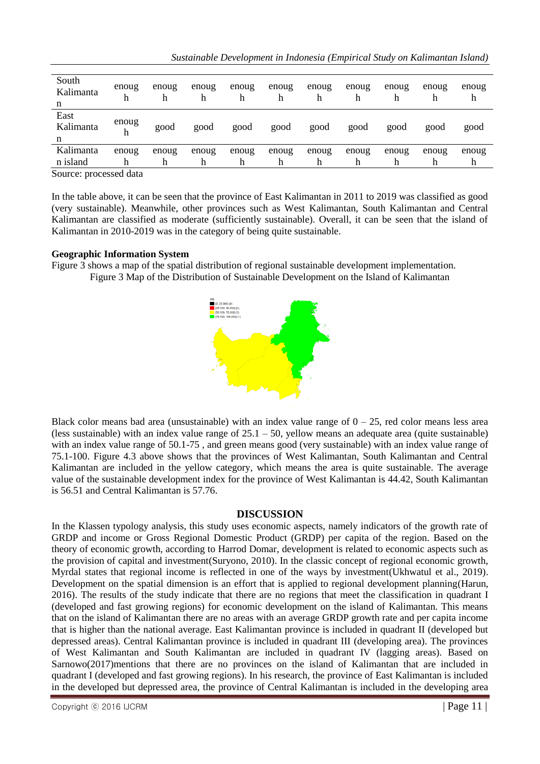| South Kalimantan | enough | enough | enough | enough | enough | enough | enough | enough | enough | enough |
|---|---|---|---|---|---|---|---|---|---|---|
| East Kalimantan | enough | good | good | good | good | good | good | good | good | good |
| Kalimantan island | enough | enough | enough | enough | enough | enough | enough | enough | enough | enough |

Source: processed data

In the table above, it can be seen that the province of East Kalimantan in 2011 to 2019 was classified as good (very sustainable). Meanwhile, other provinces such as West Kalimantan, South Kalimantan and Central Kalimantan are classified as moderate (sufficiently sustainable). Overall, it can be seen that the island of Kalimantan in 2010-2019 was in the category of being quite sustainable.

**Geographic Information System**

Figure 3 shows a map of the spatial distribution of regional sustainable development implementation.

Figure 3 Map of the Distribution of Sustainable Development on the Island of Kalimantan

Black color means bad area (unsustainable) with an index value range of 0 – 25, red color means less area (less sustainable) with an index value range of 25.1 – 50, yellow means an adequate area (quite sustainable) with an index value range of 50.1-75 , and green means good (very sustainable) with an index value range of 75.1-100. Figure 4.3 above shows that the provinces of West Kalimantan, South Kalimantan and Central Kalimantan are included in the yellow category, which means the area is quite sustainable. The average value of the sustainable development index for the province of West Kalimantan is 44.42, South Kalimantan is 56.51 and Central Kalimantan is 57.76.

## DISCUSSION

In the Klassen typology analysis, this study uses economic aspects, namely indicators of the growth rate of GRDP and income or Gross Regional Domestic Product (GRDP) per capita of the region. Based on the theory of economic growth, according to Harrod Domar, development is related to economic aspects such as the provision of capital and investment(Suryono, 2010). In the classic concept of regional economic growth, Myrdal states that regional income is reflected in one of the ways by investment(Ukhwatul et al., 2019). Development on the spatial dimension is an effort that is applied to regional development planning(Harun, 2016). The results of the study indicate that there are no regions that meet the classification in quadrant I (developed and fast growing regions) for economic development on the island of Kalimantan. This means that on the island of Kalimantan there are no areas with an average GRDP growth rate and per capita income that is higher than the national average. East Kalimantan province is included in quadrant II (developed but depressed areas). Central Kalimantan province is included in quadrant III (developing area). The provinces of West Kalimantan and South Kalimantan are included in quadrant IV (lagging areas). Based on Sarnowo(2017)mentions that there are no provinces on the island of Kalimantan that are included in quadrant I (developed and fast growing regions). In his research, the province of East Kalimantan is included in the developed but depressed area, the province of Central Kalimantan is included in the developing area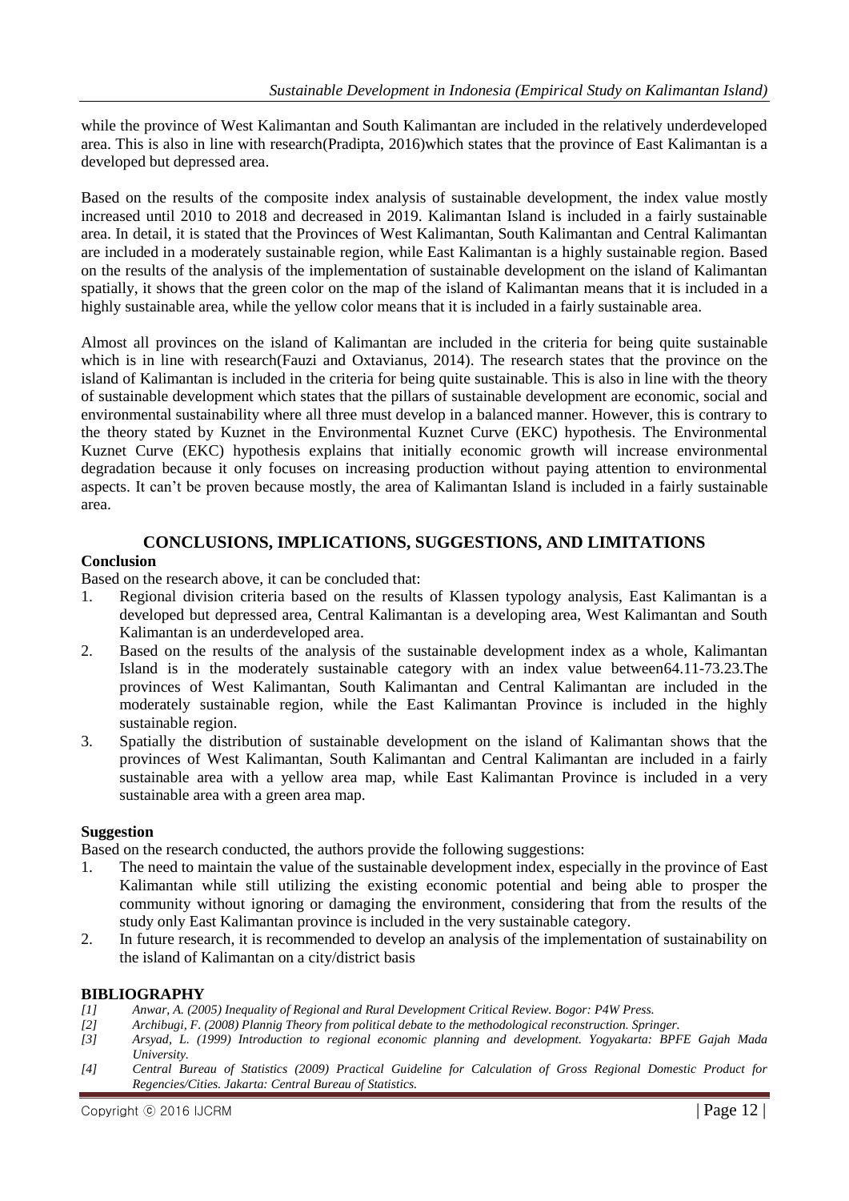while the province of West Kalimantan and South Kalimantan are included in the relatively underdeveloped area. This is also in line with research(Pradipta, 2016)which states that the province of East Kalimantan is a developed but depressed area.

Based on the results of the composite index analysis of sustainable development, the index value mostly increased until 2010 to 2018 and decreased in 2019. Kalimantan Island is included in a fairly sustainable area. In detail, it is stated that the Provinces of West Kalimantan, South Kalimantan and Central Kalimantan are included in a moderately sustainable region, while East Kalimantan is a highly sustainable region. Based on the results of the analysis of the implementation of sustainable development on the island of Kalimantan spatially, it shows that the green color on the map of the island of Kalimantan means that it is included in a highly sustainable area, while the yellow color means that it is included in a fairly sustainable area.

Almost all provinces on the island of Kalimantan are included in the criteria for being quite sustainable which is in line with research(Fauzi and Oxtavianus, 2014). The research states that the province on the island of Kalimantan is included in the criteria for being quite sustainable. This is also in line with the theory of sustainable development which states that the pillars of sustainable development are economic, social and environmental sustainability where all three must develop in a balanced manner. However, this is contrary to the theory stated by Kuznet in the Environmental Kuznet Curve (EKC) hypothesis. The Environmental Kuznet Curve (EKC) hypothesis explains that initially economic growth will increase environmental degradation because it only focuses on increasing production without paying attention to environmental aspects. It can't be proven because mostly, the area of Kalimantan Island is included in a fairly sustainable area.

## CONCLUSIONS, IMPLICATIONS, SUGGESTIONS, AND LIMITATIONS

### Conclusion

Based on the research above, it can be concluded that:

1. Regional division criteria based on the results of Klassen typology analysis, East Kalimantan is a developed but depressed area, Central Kalimantan is a developing area, West Kalimantan and South Kalimantan is an underdeveloped area.
2. Based on the results of the analysis of the sustainable development index as a whole, Kalimantan Island is in the moderately sustainable category with an index value between64.11-73.23.The provinces of West Kalimantan, South Kalimantan and Central Kalimantan are included in the moderately sustainable region, while the East Kalimantan Province is included in the highly sustainable region.
3. Spatially the distribution of sustainable development on the island of Kalimantan shows that the provinces of West Kalimantan, South Kalimantan and Central Kalimantan are included in a fairly sustainable area with a yellow area map, while East Kalimantan Province is included in a very sustainable area with a green area map.

### Suggestion

Based on the research conducted, the authors provide the following suggestions:

1. The need to maintain the value of the sustainable development index, especially in the province of East Kalimantan while still utilizing the existing economic potential and being able to prosper the community without ignoring or damaging the environment, considering that from the results of the study only East Kalimantan province is included in the very sustainable category.
2. In future research, it is recommended to develop an analysis of the implementation of sustainability on the island of Kalimantan on a city/district basis

## BIBLIOGRAPHY

*[1] Anwar, A. (2005) Inequality of Regional and Rural Development Critical Review. Bogor: P4W Press.*

*[2] Archibugi, F. (2008) Plannig Theory from political debate to the methodological reconstruction. Springer.*

*[3] Arsyad, L. (1999) Introduction to regional economic planning and development. Yogyakarta: BPFE Gajah Mada University.*

*[4] Central Bureau of Statistics (2009) Practical Guideline for Calculation of Gross Regional Domestic Product for Regencies/Cities. Jakarta: Central Bureau of Statistics.*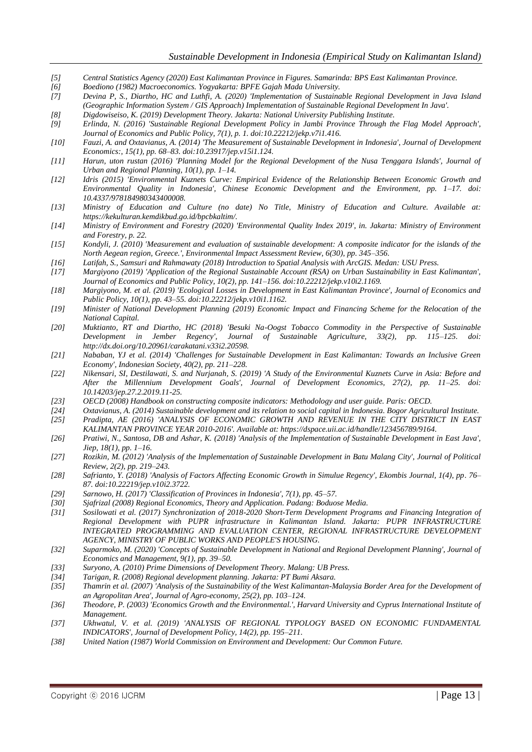[5] *Central Statistics Agency (2020) East Kalimantan Province in Figures. Samarinda: BPS East Kalimantan Province.*

[6] *Boediono (1982) Macroeconomics. Yogyakarta: BPFE Gajah Mada University.*

[7] *Devina P, S., Diartho, HC and Luthfi, A. (2020) 'Implementation of Sustainable Regional Development in Java Island (Geographic Information System / GIS Approach) Implementation of Sustainable Regional Development In Java'.*

[8] *Digdowiseiso, K. (2019) Development Theory. Jakarta: National University Publishing Institute.*

[9] *Erlinda, N. (2016) 'Sustainable Regional Development Policy in Jambi Province Through the Flag Model Approach', Journal of Economics and Public Policy, 7(1), p. 1. doi:10.22212/jekp.v7i1.416.*

[10] *Fauzi, A. and Oxtavianus, A. (2014) 'The Measurement of Sustainable Development in Indonesia', Journal of Development Economics:, 15(1), pp. 68–83. doi:10.23917/jep.v15i1.124.*

[11] *Harun, uton rustan (2016) 'Planning Model for the Regional Development of the Nusa Tenggara Islands', Journal of Urban and Regional Planning, 10(1), pp. 1–14.*

[12] *Idris (2015) 'Environmental Kuznets Curve: Empirical Evidence of the Relationship Between Economic Growth and Environmental Quality in Indonesia', Chinese Economic Development and the Environment, pp. 1–17. doi: 10.4337/9781849803434000​08.*

[13] *Ministry of Education and Culture (no date) No Title, Ministry of Education and Culture. Available at: https://kekulturan.kemdikbud.go.id/bpcbkaltim/.*

[14] *Ministry of Environment and Forestry (2020) 'Environmental Quality Index 2019', in. Jakarta: Ministry of Environment and Forestry, p. 22.*

[15] *Kondyli, J. (2010) 'Measurement and evaluation of sustainable development: A composite indicator for the islands of the North Aegean region, Greece.', Environmental Impact Assessment Review, 6(30), pp. 345–356.*

[16] *Latifah, S., Samsuri and Rahmawaty (2018) Introduction to Spatial Analysis with ArcGIS. Medan: USU Press.*

[17] *Margiyono (2019) 'Application of the Regional Sustainable Account (RSA) on Urban Sustainability in East Kalimantan', Journal of Economics and Public Policy, 10(2), pp. 141–156. doi:10.22212/jekp.v10i2.1169.*

[18] *Margiyono, M. et al. (2019) 'Ecological Losses in Development in East Kalimantan Province', Journal of Economics and Public Policy, 10(1), pp. 43–55. doi:10.22212/jekp.v10i1.1162.*

[19] *Minister of National Development Planning (2019) Economic Impact and Financing Scheme for the Relocation of the National Capital.*

[20] *Muktianto, RT and Diartho, HC (2018) 'Besuki Na-Oogst Tobacco Commodity in the Perspective of Sustainable Development in Jember Regency', Journal of Sustainable Agriculture, 33(2), pp. 115–125. doi: http://dx.doi.org/10.20961/carakatani.v33i2.20598.*

[21] *Nababan, YJ et al. (2014) 'Challenges for Sustainable Development in East Kalimantan: Towards an Inclusive Green Economy', Indonesian Society, 40(2), pp. 211–228.*

[22] *Nikensari, SI, Destilawati, S. and Nurjanah, S. (2019) 'A Study of the Environmental Kuznets Curve in Asia: Before and After the Millennium Development Goals', Journal of Development Economics, 27(2), pp. 11–25. doi: 10.14203/jep.27.2.2019.11-25.*

[23] *OECD (2008) Handbook on constructing composite indicators: Methodology and user guide. Paris: OECD.*

[24] *Oxtavianus, A. (2014) Sustainable development and its relation to social capital in Indonesia. Bogor Agricultural Institute.*

[25] *Pradipta, AE (2016) 'ANALYSIS OF ECONOMIC GROWTH AND REVENUE IN THE CITY DISTRICT IN EAST KALIMANTAN PROVINCE YEAR 2010-2016'. Available at: https://dspace.uii.ac.id/handle/123456789/9164.*

[26] *Pratiwi, N., Santosa, DB and Ashar, K. (2018) 'Analysis of the Implementation of Sustainable Development in East Java', Jiep, 18(1), pp. 1–16.*

[27] *Rozikin, M. (2012) 'Analysis of the Implementation of Sustainable Development in Batu Malang City', Journal of Political Review, 2(2), pp. 219–243.*

[28] *Safrianto, Y. (2018) 'Analysis of Factors Affecting Economic Growth in Simulue Regency', Ekombis Journal, 1(4), pp. 76–87. doi:10.22219/jep.v10i2.3722.*

[29] *Sarnowo, H. (2017) 'Classification of Provinces in Indonesia', 7(1), pp. 45–57.*

[30] *Sjafrizal (2008) Regional Economics, Theory and Application. Padang: Boduose Media.*

[31] *Sosilowati et al. (2017) Synchronization of 2018-2020 Short-Term Development Programs and Financing Integration of Regional Development with PUPR infrastructure in Kalimantan Island. Jakarta: PUPR INFRASTRUCTURE INTEGRATED PROGRAMMING AND EVALUATION CENTER, REGIONAL INFRASTRUCTURE DEVELOPMENT AGENCY, MINISTRY OF PUBLIC WORKS AND PEOPLE'S HOUSING.*

[32] *Suparmoko, M. (2020) 'Concepts of Sustainable Development in National and Regional Development Planning', Journal of Economics and Management, 9(1), pp. 39–50.*

[33] *Suryono, A. (2010) Prime Dimensions of Development Theory. Malang: UB Press.*

[34] *Tarigan, R. (2008) Regional development planning. Jakarta: PT Bumi Aksara.*

[35] *Thamrin et al. (2007) 'Analysis of the Sustainability of the West Kalimantan-Malaysia Border Area for the Development of an Agropolitan Area', Journal of Agro-economy, 25(2), pp. 103–124.*

[36] *Theodore, P. (2003) 'Economics Growth and the Environmental.', Harvard University and Cyprus International Institute of Management.*

[37] *Ukhwatul, V. et al. (2019) 'ANALYSIS OF REGIONAL TYPOLOGY BASED ON ECONOMIC FUNDAMENTAL INDICATORS', Journal of Development Policy, 14(2), pp. 195–211.*

[38] *United Nation (1987) World Commission on Environment and Development: Our Common Future.*